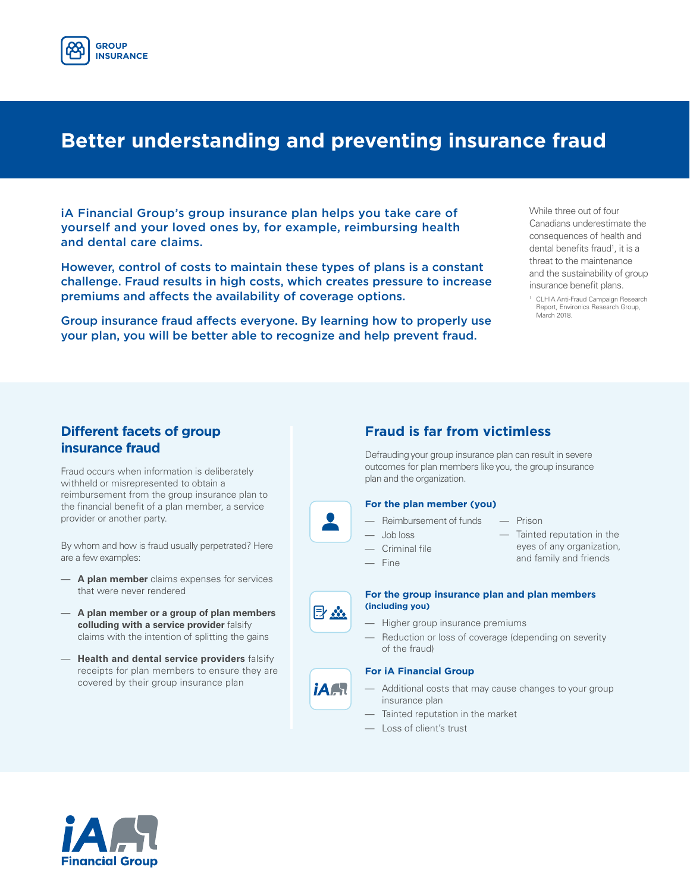GROUP INSURANCE

# Better understanding and preventing insurance fraud

**iA Financial Group's group insurance plan helps you take care of yourself and your loved ones by, for example, reimbursing health and dental care claims.**

**However, control of costs to maintain these types of plans is a constant challenge. Fraud results in high costs, which creates pressure to increase premiums and affects the availability of coverage options.**

**Group insurance fraud affects everyone. By learning how to properly use your plan, you will be better able to recognize and help prevent fraud.**

While three out of four Canadians underestimate the consequences of health and dental benefits fraud[1], it is a threat to the maintenance and the sustainability of group insurance benefit plans.

[1] CLHIA Anti-Fraud Campaign Research Report, Environics Research Group, March 2018.

## Different facets of group insurance fraud

Fraud occurs when information is deliberately withheld or misrepresented to obtain a reimbursement from the group insurance plan to the financial benefit of a plan member, a service provider or another party.

By whom and how is fraud usually perpetrated? Here are a few examples:

- **A plan member** claims expenses for services that were never rendered
- **A plan member or a group of plan members colluding with a service provider** falsify claims with the intention of splitting the gains
- **Health and dental service providers** falsify receipts for plan members to ensure they are covered by their group insurance plan

## Fraud is far from victimless

Defrauding your group insurance plan can result in severe outcomes for plan members like you, the group insurance plan and the organization.

### For the plan member (you)

- Reimbursement of funds
- Job loss
- Criminal file
- Fine
- Prison
- Tainted reputation in the eyes of any organization, and family and friends

### For the group insurance plan and plan members (including you)

- Higher group insurance premiums
- Reduction or loss of coverage (depending on severity of the fraud)

### For iA Financial Group

- Additional costs that may cause changes to your group insurance plan
- Tainted reputation in the market
- Loss of client's trust

iA Financial Group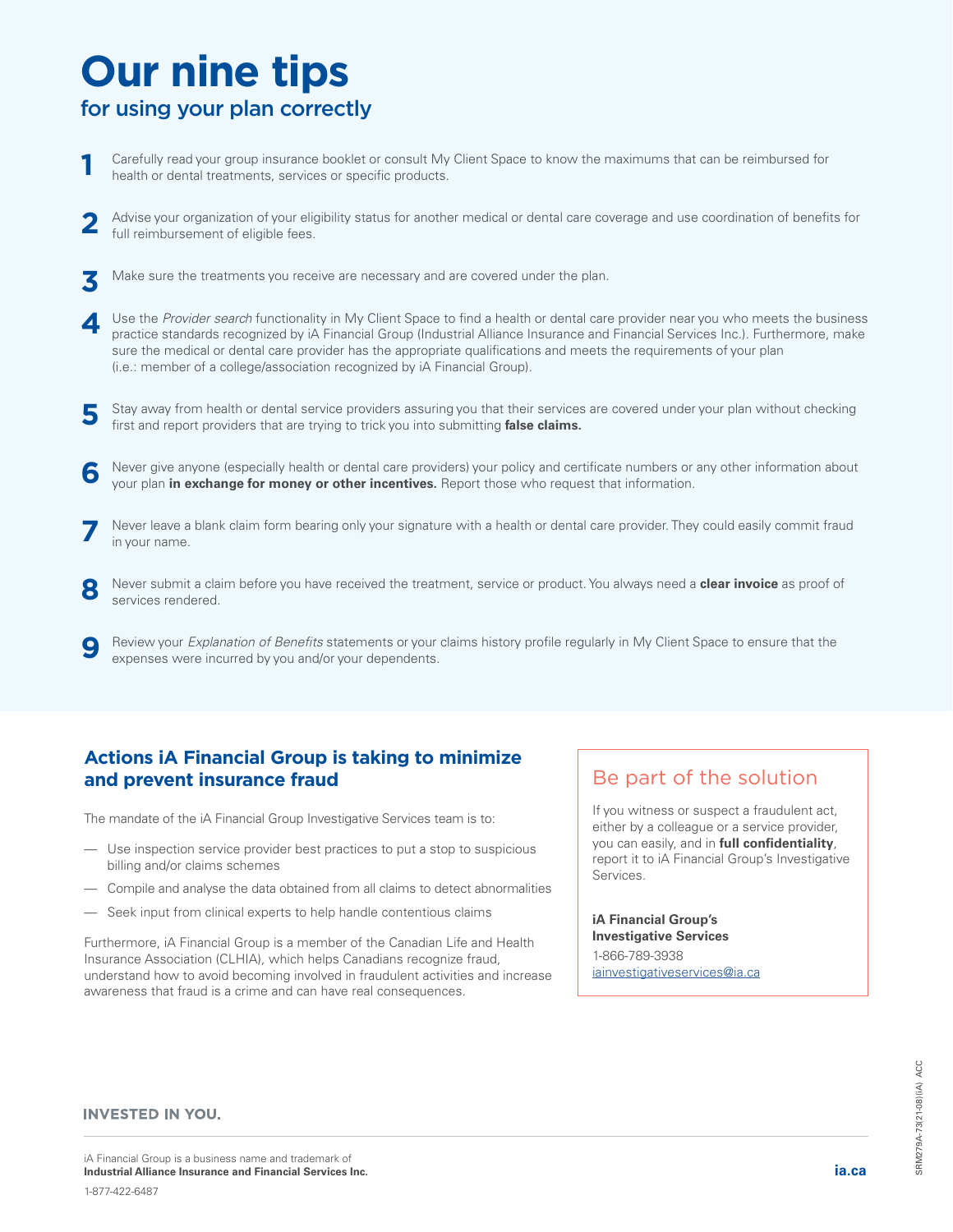# Our nine tips

## for using your plan correctly

1. Carefully read your group insurance booklet or consult My Client Space to know the maximums that can be reimbursed for health or dental treatments, services or specific products.

2. Advise your organization of your eligibility status for another medical or dental care coverage and use coordination of benefits for full reimbursement of eligible fees.

3. Make sure the treatments you receive are necessary and are covered under the plan.

4. Use the *Provider search* functionality in My Client Space to find a health or dental care provider near you who meets the business practice standards recognized by iA Financial Group (Industrial Alliance Insurance and Financial Services Inc.). Furthermore, make sure the medical or dental care provider has the appropriate qualifications and meets the requirements of your plan (i.e.: member of a college/association recognized by iA Financial Group).

5. Stay away from health or dental service providers assuring you that their services are covered under your plan without checking first and report providers that are trying to trick you into submitting **false claims.**

6. Never give anyone (especially health or dental care providers) your policy and certificate numbers or any other information about your plan **in exchange for money or other incentives.** Report those who request that information.

7. Never leave a blank claim form bearing only your signature with a health or dental care provider. They could easily commit fraud in your name.

8. Never submit a claim before you have received the treatment, service or product. You always need a **clear invoice** as proof of services rendered.

9. Review your *Explanation of Benefits* statements or your claims history profile regularly in My Client Space to ensure that the expenses were incurred by you and/or your dependents.

### Actions iA Financial Group is taking to minimize and prevent insurance fraud

The mandate of the iA Financial Group Investigative Services team is to:

- Use inspection service provider best practices to put a stop to suspicious billing and/or claims schemes
- Compile and analyse the data obtained from all claims to detect abnormalities
- Seek input from clinical experts to help handle contentious claims

Furthermore, iA Financial Group is a member of the Canadian Life and Health Insurance Association (CLHIA), which helps Canadians recognize fraud, understand how to avoid becoming involved in fraudulent activities and increase awareness that fraud is a crime and can have real consequences.

### Be part of the solution

If you witness or suspect a fraudulent act, either by a colleague or a service provider, you can easily, and in **full confidentiality**, report it to iA Financial Group's Investigative Services.

**iA Financial Group's Investigative Services**
1-866-789-3938
iainvestigativeservices@ia.ca

**INVESTED IN YOU.**

iA Financial Group is a business name and trademark of
**Industrial Alliance Insurance and Financial Services Inc.**

1-877-422-6487

**ia.ca**

SRM279A-73(21-08)(iA) ACC